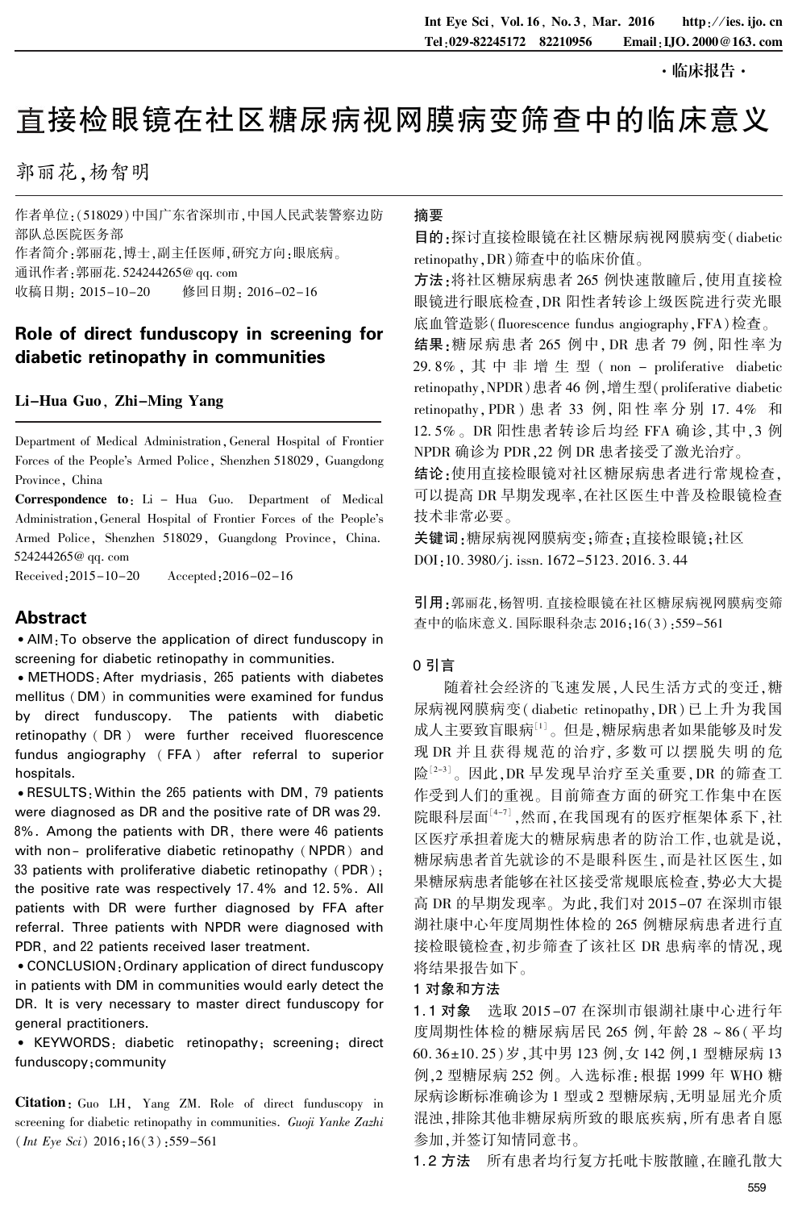·临床报告·

# 直接检眼镜在社区糖尿病视网膜病变筛查中的临床意义

郭丽花,杨智明

作者单位:(518029)中国广东省深圳市,中国人民武装警察边防部队总医院医务部

作者简介:郭丽花,博士,副主任医师,研究方向:眼底病。

通讯作者:郭丽花. 524244265@ qq. com

收稿日期: 2015-10-20　　修回日期: 2016-02-16

## Role of direct funduscopy in screening for diabetic retinopathy in communities

**Li-Hua Guo, Zhi-Ming Yang**

Department of Medical Administration, General Hospital of Frontier Forces of the People's Armed Police, Shenzhen 518029, Guangdong Province, China

**Correspondence to**: Li - Hua Guo. Department of Medical Administration, General Hospital of Frontier Forces of the People's Armed Police, Shenzhen 518029, Guangdong Province, China. 524244265@ qq. com

Received:2015-10-20　　Accepted:2016-02-16

### Abstract

• AIM: To observe the application of direct funduscopy in screening for diabetic retinopathy in communities.

• METHODS: After mydriasis, 265 patients with diabetes mellitus (DM) in communities were examined for fundus by direct funduscopy. The patients with diabetic retinopathy (DR) were further received fluorescence fundus angiography (FFA) after referral to superior hospitals.

• RESULTS: Within the 265 patients with DM, 79 patients were diagnosed as DR and the positive rate of DR was 29.8%. Among the patients with DR, there were 46 patients with non- proliferative diabetic retinopathy (NPDR) and 33 patients with proliferative diabetic retinopathy (PDR); the positive rate was respectively 17.4% and 12.5%. All patients with DR were further diagnosed by FFA after referral. Three patients with NPDR were diagnosed with PDR, and 22 patients received laser treatment.

• CONCLUSION: Ordinary application of direct funduscopy in patients with DM in communities would early detect the DR. It is very necessary to master direct funduscopy for general practitioners.

• KEYWORDS: diabetic retinopathy; screening; direct funduscopy; community

**Citation**: Guo LH, Yang ZM. Role of direct funduscopy in screening for diabetic retinopathy in communities. *Guoji Yanke Zazhi* (*Int Eye Sci*) 2016;16(3):559-561

### 摘要

**目的**:探讨直接检眼镜在社区糖尿病视网膜病变(diabetic retinopathy,DR)筛查中的临床价值。

**方法**:将社区糖尿病患者 265 例快速散瞳后,使用直接检眼镜进行眼底检查,DR 阳性者转诊上级医院进行荧光眼底血管造影(fluorescence fundus angiography,FFA)检查。

**结果**:糖尿病患者 265 例中,DR 患者 79 例,阳性率为 29.8%,其中非增生型(non - proliferative diabetic retinopathy,NPDR)患者 46 例,增生型(proliferative diabetic retinopathy,PDR)患者 33 例,阳性率分别 17.4% 和 12.5%。DR 阳性患者转诊后均经 FFA 确诊,其中,3 例 NPDR 确诊为 PDR,22 例 DR 患者接受了激光治疗。

**结论**:使用直接检眼镜对社区糖尿病患者进行常规检查,可以提高 DR 早期发现率,在社区医生中普及检眼镜检查技术非常必要。

**关键词**:糖尿病视网膜病变;筛查;直接检眼镜;社区

DOI:10.3980/j.issn.1672-5123.2016.3.44

**引用**:郭丽花,杨智明. 直接检眼镜在社区糖尿病视网膜病变筛查中的临床意义. 国际眼科杂志 2016;16(3):559-561

## 0 引言

随着社会经济的飞速发展,人民生活方式的变迁,糖尿病视网膜病变(diabetic retinopathy,DR)已上升为我国成人主要致盲眼病[1]。但是,糖尿病患者如果能够及时发现 DR 并且获得规范的治疗,多数可以摆脱失明的危险[2-3]。因此,DR 早发现早治疗至关重要,DR 的筛查工作受到人们的重视。目前筛查方面的研究工作集中在医院眼科层面[4-7],然而,在我国现有的医疗框架体系下,社区医疗承担着庞大的糖尿病患者的防治工作,也就是说,糖尿病患者首先就诊的不是眼科医生,而是社区医生,如果糖尿病患者能够在社区接受常规眼底检查,势必大大提高 DR 的早期发现率。为此,我们对 2015-07 在深圳市银湖社康中心年度周期性体检的 265 例糖尿病患者进行直接检眼镜检查,初步筛查了该社区 DR 患病率的情况,现将结果报告如下。

## 1 对象和方法

**1.1 对象**　选取 2015-07 在深圳市银湖社康中心进行年度周期性体检的糖尿病居民 265 例,年龄 28 ~ 86(平均 60.36±10.25)岁,其中男 123 例,女 142 例,1 型糖尿病 13 例,2 型糖尿病 252 例。入选标准:根据 1999 年 WHO 糖尿病诊断标准确诊为 1 型或 2 型糖尿病,无明显屈光介质混浊,排除其他非糖尿病所致的眼底疾病,所有患者自愿参加,并签订知情同意书。

**1.2 方法**　所有患者均行复方托吡卡胺散瞳,在瞳孔散大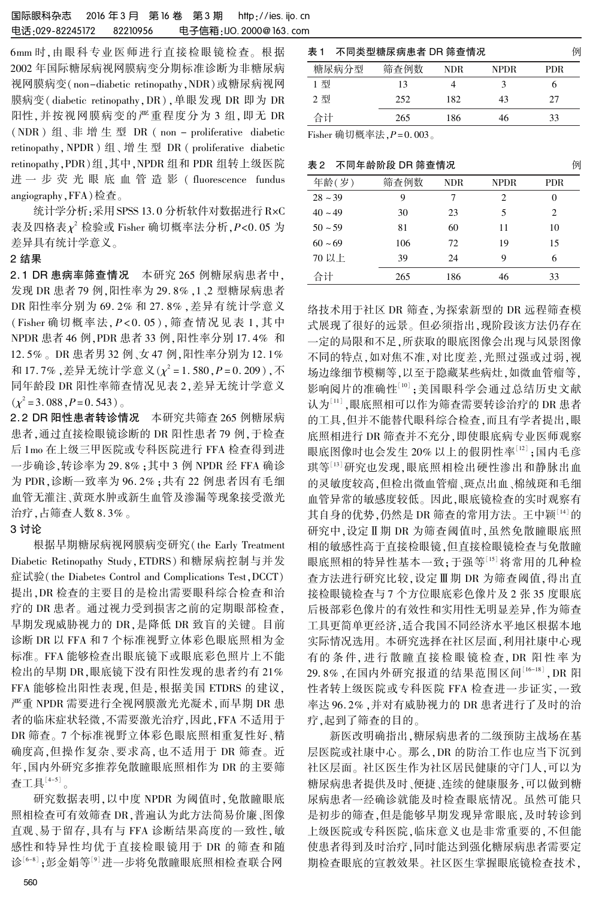6mm 时，由眼科专业医师进行直接检眼镜检查。根据 2002 年国际糖尿病视网膜病变分期标准诊断为非糖尿病视网膜病变(non-diabetic retinopathy，NDR)或糖尿病视网膜病变(diabetic retinopathy，DR)，单眼发现 DR 即为 DR 阳性，并按视网膜病变的严重程度分为 3 组，即无 DR(NDR)组、非增生型 DR(non-proliferative diabetic retinopathy，NPDR)组、增生型 DR(proliferative diabetic retinopathy，PDR)组，其中，NPDR 组和 PDR 组转上级医院进一步荧光眼底血管造影(fluorescence fundus angiography，FFA)检查。

统计学分析：采用 SPSS 13.0 分析软件对数据进行 R×C 表及四格表 $\chi^2$ 检验或 Fisher 确切概率法分析，$P<0.05$ 为差异具有统计学意义。

## 2 结果

**2.1 DR 患病率筛查情况** 本研究 265 例糖尿病患者中，发现 DR 患者 79 例，阳性率为 29.8%，1、2 型糖尿病患者 DR 阳性率分别为 69.2% 和 27.8%，差异有统计学意义(Fisher 确切概率法，$P<0.05$)，筛查情况见表 1，其中 NPDR 患者 46 例，PDR 患者 33 例，阳性率分别 17.4% 和 12.5%。DR 患者男 32 例、女 47 例，阳性率分别为 12.1% 和 17.7%，差异无统计学意义($\chi^2=1.580$，$P=0.209$)，不同年龄段 DR 阳性率筛查情况见表 2，差异无统计学意义($\chi^2=3.088$，$P=0.543$)。

**2.2 DR 阳性患者转诊情况** 本研究共筛查 265 例糖尿病患者，通过直接检眼镜诊断的 DR 阳性患者 79 例，于检查后 1mo 在上级三甲医院或专科医院进行 FFA 检查得到进一步确诊，转诊率为 29.8%；其中 3 例 NPDR 经 FFA 确诊为 PDR，诊断一致率为 96.2%；共有 22 例患者因有毛细血管无灌注、黄斑水肿或新生血管及渗漏等现象接受激光治疗，占筛查人数 8.3%。

## 3 讨论

根据早期糖尿病视网膜病变研究(the Early Treatment Diabetic Retinopathy Study，ETDRS)和糖尿病控制与并发症试验(the Diabetes Control and Complications Test，DCCT)提出，DR 检查的主要目的是检出需要眼科综合检查和治疗的 DR 患者。通过视力受到损害之前的定期眼部检查，早期发现威胁视力的 DR，是降低 DR 致盲的关键。目前诊断 DR 以 FFA 和 7 个标准视野立体彩色眼底照相为金标准。FFA 能够检查出眼底镜下或眼底彩色照片上不能检出的早期 DR，眼底镜下没有阳性发现的患者约有 21% FFA 能够检出阳性表现，但是，根据美国 ETDRS 的建议，严重 NPDR 需要进行全视网膜激光光凝术，而早期 DR 患者的临床症状轻微，不需要激光治疗，因此，FFA 不适用于 DR 筛查。7 个标准视野立体彩色眼底照相重复性好、精确度高，但操作复杂、要求高，也不适用于 DR 筛查。近年，国内外研究多推荐免散瞳眼底照相作为 DR 的主要筛查工具[4-5]。

研究数据表明，以中度 NPDR 为阈值时，免散瞳眼底照相检查可有效筛查 DR，普遍认为此方法简易价廉、图像直观、易于留存，具有与 FFA 诊断结果高度的一致性，敏感性和特异性均优于直接检眼镜用于 DR 的筛查和随诊[6-8]；彭金娟等[9]进一步将免散瞳眼底照相检查联合网

表 1 不同类型糖尿病患者 DR 筛查情况 例

| 糖尿病分型 | 筛查例数 | NDR | NPDR | PDR |
|---|---|---|---|---|
| 1 型 | 13 | 4 | 3 | 6 |
| 2 型 | 252 | 182 | 43 | 27 |
| 合计 | 265 | 186 | 46 | 33 |

Fisher 确切概率法，$P=0.003$。

表 2 不同年龄阶段 DR 筛查情况 例

| 年龄(岁) | 筛查例数 | NDR | NPDR | PDR |
|---|---|---|---|---|
| 28～39 | 9 | 7 | 2 | 0 |
| 40～49 | 30 | 23 | 5 | 2 |
| 50～59 | 81 | 60 | 11 | 10 |
| 60～69 | 106 | 72 | 19 | 15 |
| 70 以上 | 39 | 24 | 9 | 6 |
| 合计 | 265 | 186 | 46 | 33 |

络技术用于社区 DR 筛查，为探索新型的 DR 远程筛查模式展现了很好的远景。但必须指出，现阶段该方法仍存在一定的局限和不足，所获取的眼底图像会出现与风景图像不同的特点，如对焦不准，对比度差，光照过强或过弱，视场边缘细节模糊等，以至于隐藏某些病灶，如微血管瘤等，影响阅片的准确性[10]；美国眼科学会通过总结历史文献认为[11]，眼底照相可以作为筛查需要转诊治疗的 DR 患者的工具，但不能替代眼科综合检查，而且有学者提出，眼底照相进行 DR 筛查并不充分，即使眼底病专业医师观察眼底图像时也会发生 20% 以上的假阴性率[12]；国内毛彦琪等[13]研究也发现，眼底照相检出硬性渗出和静脉出血的灵敏度较高，但检出微血管瘤、斑点出血、棉绒斑和毛细血管异常的敏感度较低。因此，眼底镜检查的实时观察有其自身的优势，仍然是 DR 筛查的常用方法。王中颖[14]的研究中，设定Ⅱ期 DR 为筛查阈值时，虽然免散瞳眼底照相的敏感性高于直接检眼镜，但直接检眼镜检查与免散瞳眼底照相的特异性基本一致；于强等[15]将常用的几种检查方法进行研究比较，设定Ⅲ期 DR 为筛查阈值，得出直接检眼镜检查与 7 个方位眼底彩色像片及 2 张 35 度眼底后极部彩色像片的有效性和实用性无明显差异，作为筛查工具更简单更经济，适合我国不同经济水平地区根据本地实际情况选用。本研究选择在社区层面，利用社康中心现有的条件，进行散瞳直接检眼镜检查，DR 阳性率为 29.8%，在国内外研究报道的结果范围区间[16-18]，DR 阳性者转上级医院或专科医院 FFA 检查进一步证实，一致率达 96.2%，并对有威胁视力的 DR 患者进行了及时的治疗，起到了筛查的目的。

新医改明确指出，糖尿病患者的二级预防主战场在基层医院或社康中心。那么，DR 的防治工作也应当下沉到社区层面。社区医生作为社区居民健康的守门人，可以为糖尿病患者提供及时、便捷、连续的健康服务，可以做到糖尿病患者一经确诊就能及时检查眼底情况。虽然可能只是初步的筛查，但是能够早期发现异常眼底，及时转诊到上级医院或专科医院，临床意义也是非常重要的，不但能使患者得到及时治疗，同时能达到强化糖尿病患者需要定期检查眼底的宣教效果。社区医生掌握眼底镜检查技术，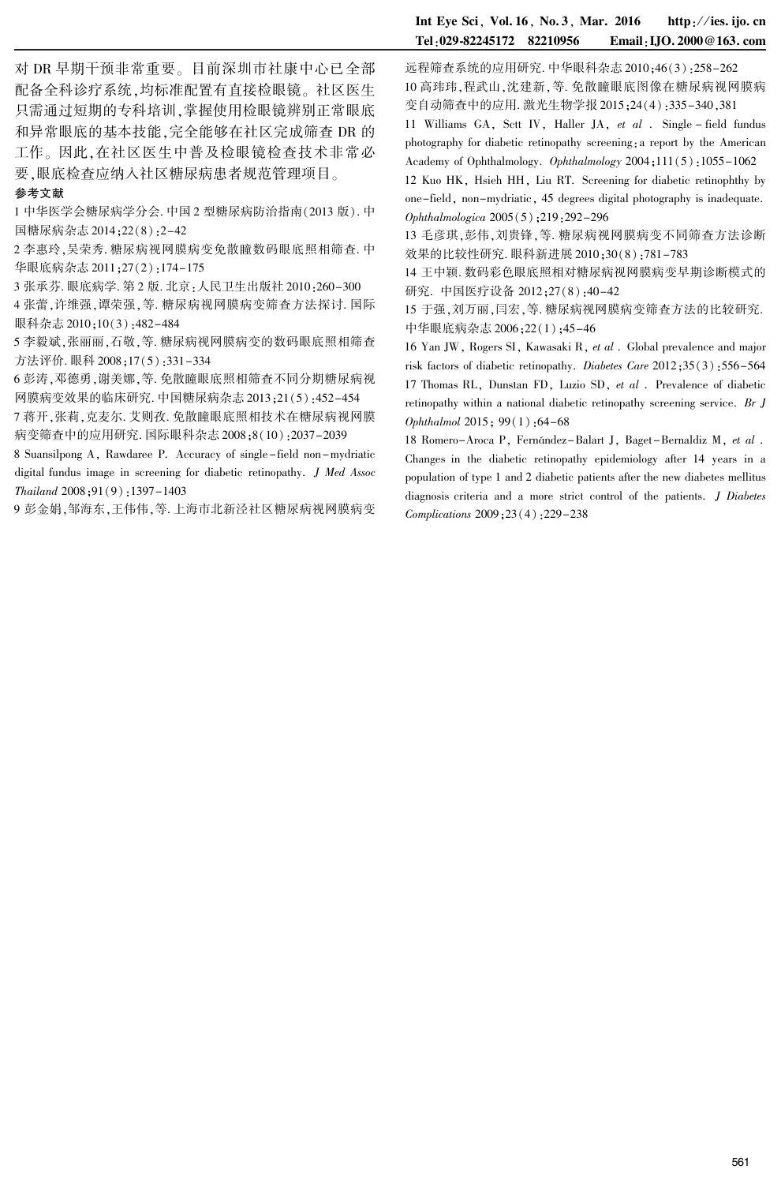对 DR 早期干预非常重要。目前深圳市社康中心已全部配备全科诊疗系统,均标准配置有直接检眼镜。社区医生只需通过短期的专科培训,掌握使用检眼镜辨别正常眼底和异常眼底的基本技能,完全能够在社区完成筛查 DR 的工作。因此,在社区医生中普及检眼镜检查技术非常必要,眼底检查应纳入社区糖尿病患者规范管理项目。

**参考文献**

1 中华医学会糖尿病学分会. 中国 2 型糖尿病防治指南(2013 版). 中国糖尿病杂志 2014;22(8):2-42

2 李惠玲,吴荣秀. 糖尿病视网膜病变免散瞳数码眼底照相筛查. 中华眼底病杂志 2011;27(2):174-175

3 张承芬. 眼底病学. 第 2 版. 北京:人民卫生出版社 2010;260-300

4 张蕾,许维强,谭荣强,等. 糖尿病视网膜病变筛查方法探讨. 国际眼科杂志 2010;10(3):482-484

5 李毅斌,张丽丽,石敬,等. 糖尿病视网膜病变的数码眼底照相筛查方法评价. 眼科 2008;17(5):331-334

6 彭涛,邓德勇,谢美娜,等. 免散瞳眼底照相筛查不同分期糖尿病视网膜病变效果的临床研究. 中国糖尿病杂志 2013;21(5):452-454

7 蒋开,张莉,克麦尔. 艾则孜. 免散瞳眼底照相技术在糖尿病视网膜病变筛查中的应用研究. 国际眼科杂志 2008;8(10):2037-2039

8 Suansilpong A, Rawdaree P. Accuracy of single-field non-mydriatic digital fundus image in screening for diabetic retinopathy. *J Med Assoc Thailand* 2008;91(9):1397-1403

9 彭金娟,邹海东,王伟伟,等. 上海市北新泾社区糖尿病视网膜病变远程筛查系统的应用研究. 中华眼科杂志 2010;46(3):258-262

10 高玮玮,程武山,沈建新,等. 免散瞳眼底图像在糖尿病视网膜病变自动筛查中的应用. 激光生物学报 2015;24(4):335-340,381

11 Williams GA, Sctt IV, Haller JA, *et al*. Single-field fundus photography for diabetic retinopathy screening: a report by the American Academy of Ophthalmology. *Ophthalmology* 2004;111(5):1055-1062

12 Kuo HK, Hsieh HH, Liu RT. Screening for diabetic retinophthy by one-field, non-mydriatic, 45 degrees digital photography is inadequate. *Ophthalmologica* 2005(5);219:292-296

13 毛彦琪,彭伟,刘贵锋,等. 糖尿病视网膜病变不同筛查方法诊断效果的比较性研究. 眼科新进展 2010;30(8):781-783

14 王中颖. 数码彩色眼底照相对糖尿病视网膜病变早期诊断模式的研究. 中国医疗设备 2012;27(8):40-42

15 于强,刘万丽,闫宏,等. 糖尿病视网膜病变筛查方法的比较研究. 中华眼底病杂志 2006;22(1):45-46

16 Yan JW, Rogers SI, Kawasaki R, *et al*. Global prevalence and major risk factors of diabetic retinopathy. *Diabetes Care* 2012;35(3):556-564

17 Thomas RL, Dunstan FD, Luzio SD, *et al*. Prevalence of diabetic retinopathy within a national diabetic retinopathy screening service. *Br J Ophthalmol* 2015; 99(1):64-68

18 Romero-Aroca P, Fernández-Balart J, Baget-Bernaldiz M, *et al*. Changes in the diabetic retinopathy epidemiology after 14 years in a population of type 1 and 2 diabetic patients after the new diabetes mellitus diagnosis criteria and a more strict control of the patients. *J Diabetes Complications* 2009;23(4):229-238